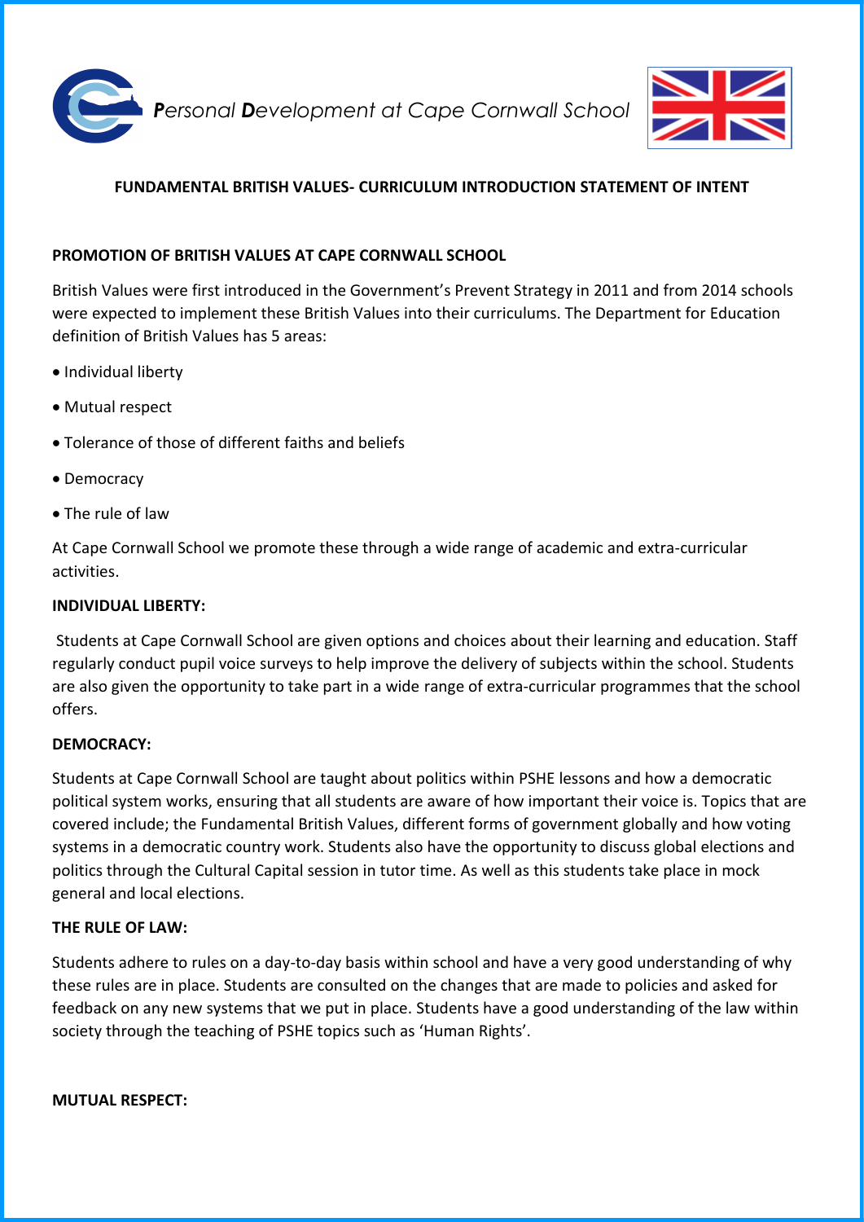***P****ersonal* ***D****evelopment at Cape Cornwall School*

## FUNDAMENTAL BRITISH VALUES- CURRICULUM INTRODUCTION STATEMENT OF INTENT

### PROMOTION OF BRITISH VALUES AT CAPE CORNWALL SCHOOL

British Values were first introduced in the Government's Prevent Strategy in 2011 and from 2014 schools were expected to implement these British Values into their curriculums. The Department for Education definition of British Values has 5 areas:

- Individual liberty
- Mutual respect
- Tolerance of those of different faiths and beliefs
- Democracy
- The rule of law

At Cape Cornwall School we promote these through a wide range of academic and extra-curricular activities.

### INDIVIDUAL LIBERTY:

Students at Cape Cornwall School are given options and choices about their learning and education. Staff regularly conduct pupil voice surveys to help improve the delivery of subjects within the school. Students are also given the opportunity to take part in a wide range of extra-curricular programmes that the school offers.

### DEMOCRACY:

Students at Cape Cornwall School are taught about politics within PSHE lessons and how a democratic political system works, ensuring that all students are aware of how important their voice is. Topics that are covered include; the Fundamental British Values, different forms of government globally and how voting systems in a democratic country work. Students also have the opportunity to discuss global elections and politics through the Cultural Capital session in tutor time. As well as this students take place in mock general and local elections.

### THE RULE OF LAW:

Students adhere to rules on a day-to-day basis within school and have a very good understanding of why these rules are in place. Students are consulted on the changes that are made to policies and asked for feedback on any new systems that we put in place. Students have a good understanding of the law within society through the teaching of PSHE topics such as 'Human Rights'.

### MUTUAL RESPECT: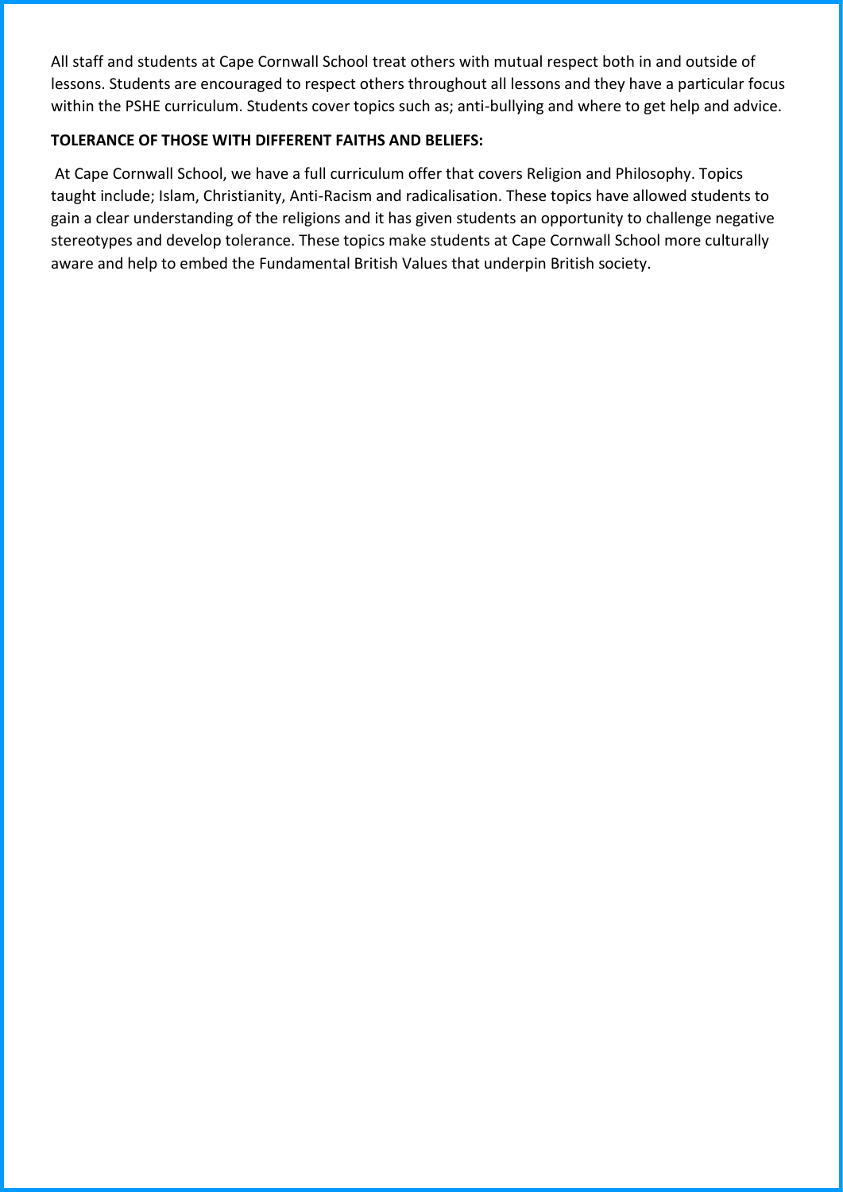All staff and students at Cape Cornwall School treat others with mutual respect both in and outside of lessons. Students are encouraged to respect others throughout all lessons and they have a particular focus within the PSHE curriculum. Students cover topics such as; anti-bullying and where to get help and advice.

**TOLERANCE OF THOSE WITH DIFFERENT FAITHS AND BELIEFS:**

At Cape Cornwall School, we have a full curriculum offer that covers Religion and Philosophy. Topics taught include; Islam, Christianity, Anti-Racism and radicalisation. These topics have allowed students to gain a clear understanding of the religions and it has given students an opportunity to challenge negative stereotypes and develop tolerance. These topics make students at Cape Cornwall School more culturally aware and help to embed the Fundamental British Values that underpin British society.